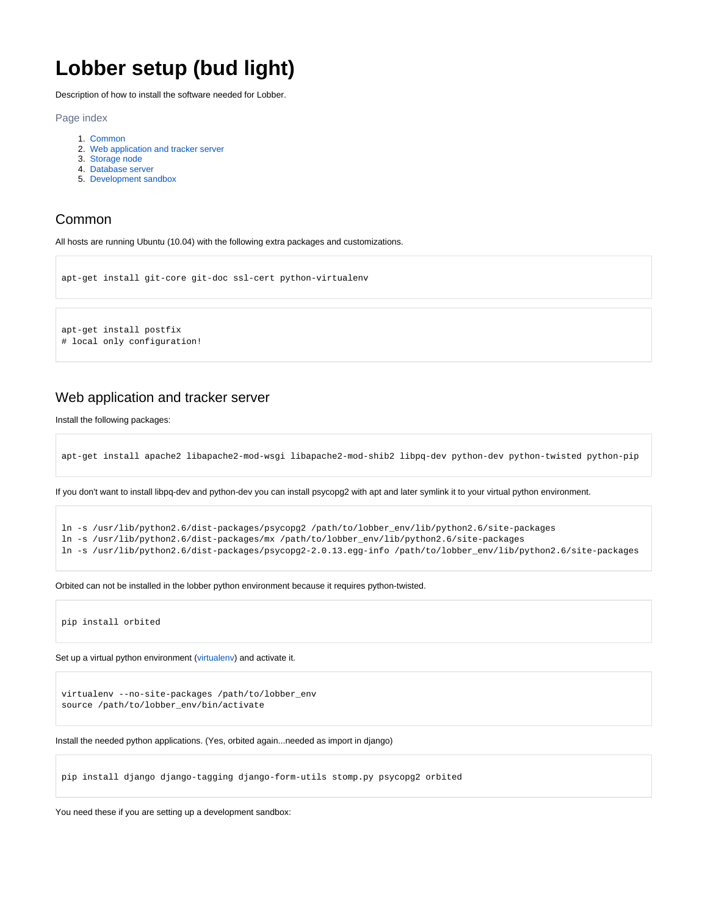# Lobber setup (bud light)

Description of how to install the software needed for Lobber.

Page index

1. Common
2. Web application and tracker server
3. Storage node
4. Database server
5. Development sandbox

## Common

All hosts are running Ubuntu (10.04) with the following extra packages and customizations.

```
apt-get install git-core git-doc ssl-cert python-virtualenv
```

```
apt-get install postfix
# local only configuration!
```

## Web application and tracker server

Install the following packages:

```
apt-get install apache2 libapache2-mod-wsgi libapache2-mod-shib2 libpq-dev python-dev python-twisted python-pip
```

If you don't want to install libpq-dev and python-dev you can install psycopg2 with apt and later symlink it to your virtual python environment.

```
ln -s /usr/lib/python2.6/dist-packages/psycopg2 /path/to/lobber_env/lib/python2.6/site-packages
ln -s /usr/lib/python2.6/dist-packages/mx /path/to/lobber_env/lib/python2.6/site-packages
ln -s /usr/lib/python2.6/dist-packages/psycopg2-2.0.13.egg-info /path/to/lobber_env/lib/python2.6/site-packages
```

Orbited can not be installed in the lobber python environment because it requires python-twisted.

```
pip install orbited
```

Set up a virtual python environment (virtualenv) and activate it.

```
virtualenv --no-site-packages /path/to/lobber_env
source /path/to/lobber_env/bin/activate
```

Install the needed python applications. (Yes, orbited again...needed as import in django)

```
pip install django django-tagging django-form-utils stomp.py psycopg2 orbited
```

You need these if you are setting up a development sandbox: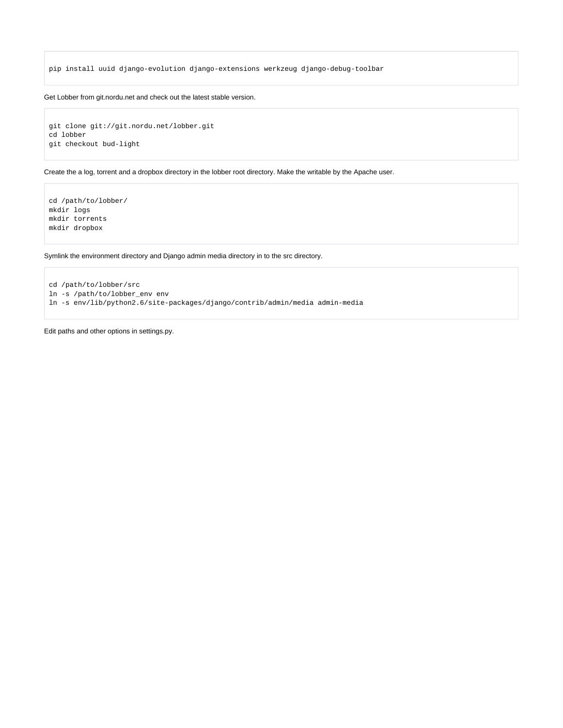```
pip install uuid django-evolution django-extensions werkzeug django-debug-toolbar
```

Get Lobber from git.nordu.net and check out the latest stable version.

```
git clone git://git.nordu.net/lobber.git
cd lobber
git checkout bud-light
```

Create the a log, torrent and a dropbox directory in the lobber root directory. Make the writable by the Apache user.

```
cd /path/to/lobber/
mkdir logs
mkdir torrents
mkdir dropbox
```

Symlink the environment directory and Django admin media directory in to the src directory.

```
cd /path/to/lobber/src
ln -s /path/to/lobber_env env
ln -s env/lib/python2.6/site-packages/django/contrib/admin/media admin-media
```

Edit paths and other options in settings.py.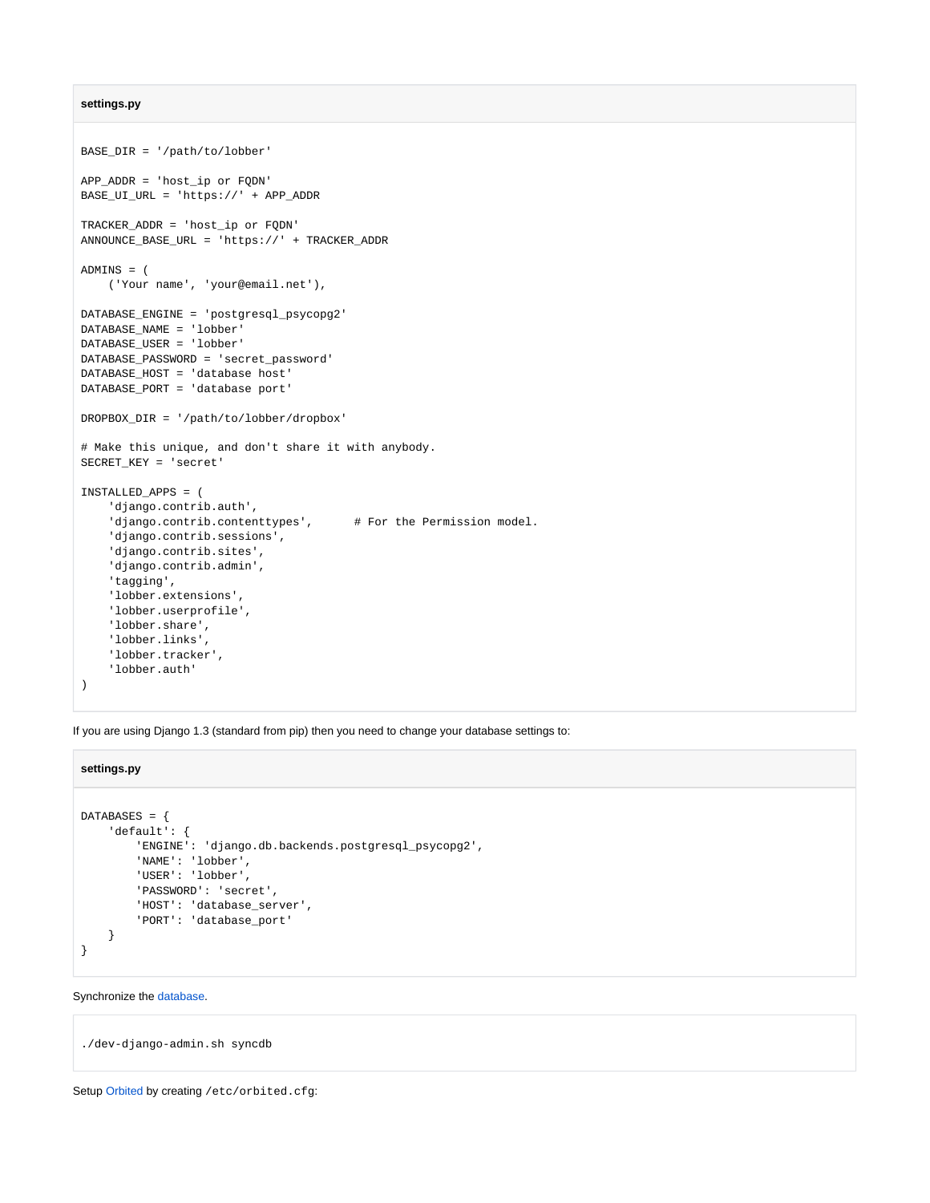**settings.py**

```
BASE_DIR = '/path/to/lobber'

APP_ADDR = 'host_ip or FQDN'
BASE_UI_URL = 'https://' + APP_ADDR

TRACKER_ADDR = 'host_ip or FQDN'
ANNOUNCE_BASE_URL = 'https://' + TRACKER_ADDR

ADMINS = (
    ('Your name', 'your@email.net'),

DATABASE_ENGINE = 'postgresql_psycopg2'
DATABASE_NAME = 'lobber'
DATABASE_USER = 'lobber'
DATABASE_PASSWORD = 'secret_password'
DATABASE_HOST = 'database host'
DATABASE_PORT = 'database port'

DROPBOX_DIR = '/path/to/lobber/dropbox'

# Make this unique, and don't share it with anybody.
SECRET_KEY = 'secret'

INSTALLED_APPS = (
    'django.contrib.auth',
    'django.contrib.contenttypes',      # For the Permission model.
    'django.contrib.sessions',
    'django.contrib.sites',
    'django.contrib.admin',
    'tagging',
    'lobber.extensions',
    'lobber.userprofile',
    'lobber.share',
    'lobber.links',
    'lobber.tracker',
    'lobber.auth'
)
```

If you are using Django 1.3 (standard from pip) then you need to change your database settings to:

**settings.py**

```
DATABASES = {
    'default': {
        'ENGINE': 'django.db.backends.postgresql_psycopg2',
        'NAME': 'lobber',
        'USER': 'lobber',
        'PASSWORD': 'secret',
        'HOST': 'database_server',
        'PORT': 'database_port'
    }
}
```

Synchronize the database.

```
./dev-django-admin.sh syncdb
```

Setup Orbited by creating `/etc/orbited.cfg`: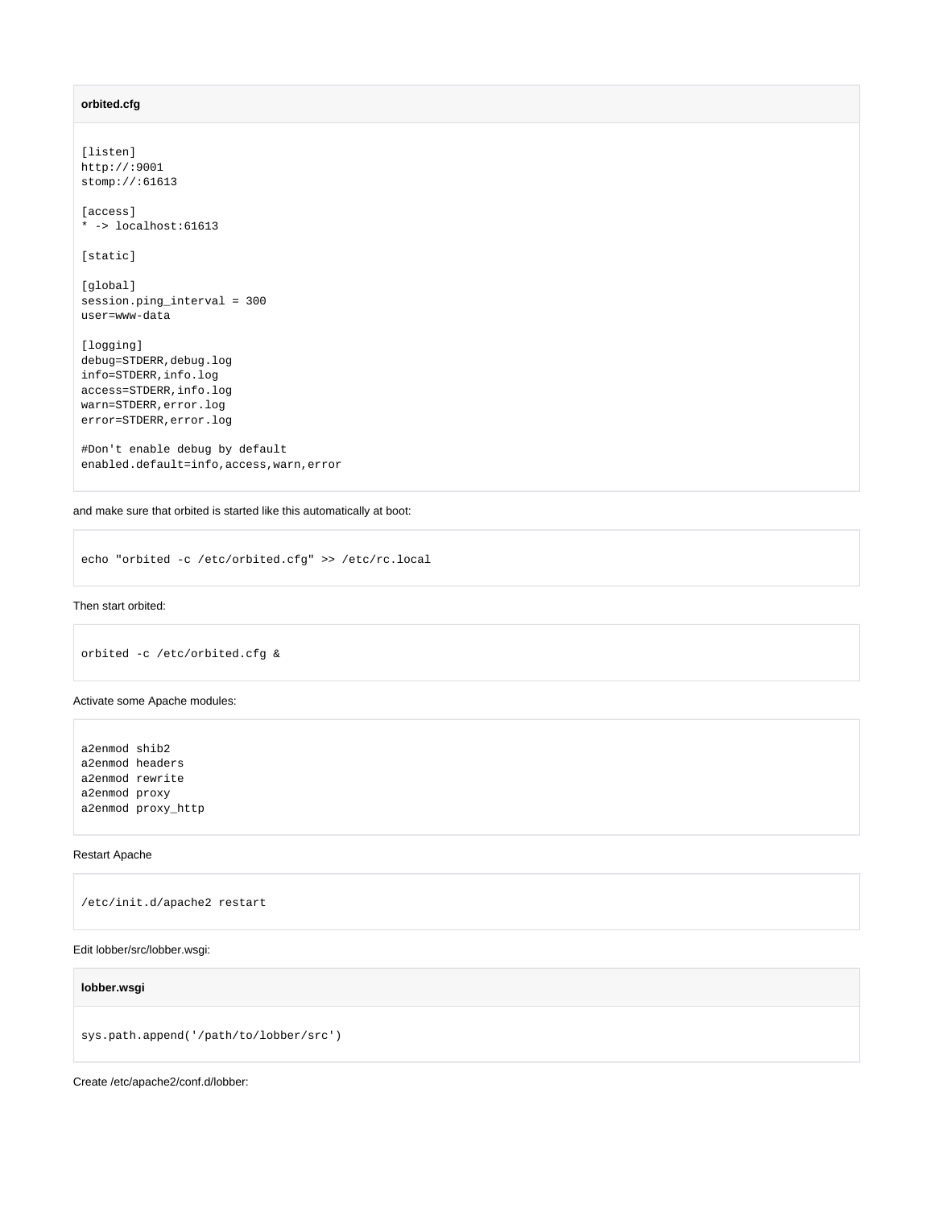**orbited.cfg**

```
[listen]
http://:9001
stomp://:61613

[access]
* -> localhost:61613

[static]

[global]
session.ping_interval = 300
user=www-data

[logging]
debug=STDERR,debug.log
info=STDERR,info.log
access=STDERR,info.log
warn=STDERR,error.log
error=STDERR,error.log

#Don't enable debug by default
enabled.default=info,access,warn,error
```

and make sure that orbited is started like this automatically at boot:

```
echo "orbited -c /etc/orbited.cfg" >> /etc/rc.local
```

Then start orbited:

```
orbited -c /etc/orbited.cfg &
```

Activate some Apache modules:

```
a2enmod shib2
a2enmod headers
a2enmod rewrite
a2enmod proxy
a2enmod proxy_http
```

Restart Apache

```
/etc/init.d/apache2 restart
```

Edit lobber/src/lobber.wsgi:

**lobber.wsgi**

```
sys.path.append('/path/to/lobber/src')
```

Create /etc/apache2/conf.d/lobber: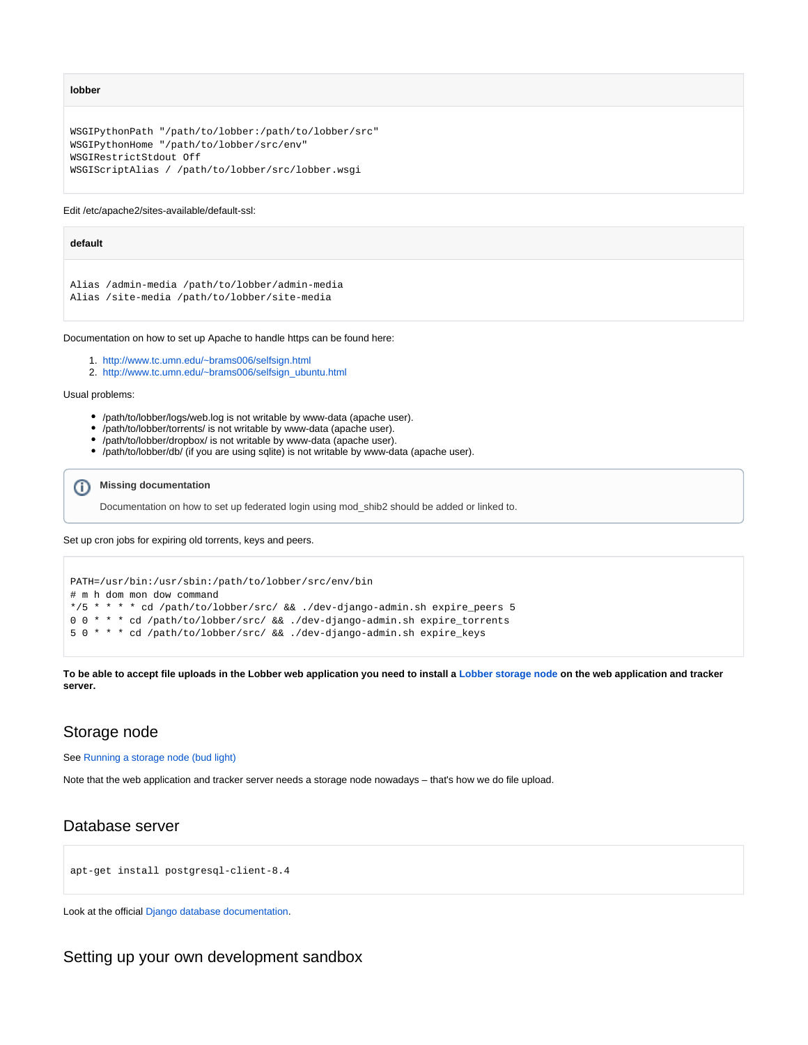**lobber**

```
WSGIPythonPath "/path/to/lobber:/path/to/lobber/src"
WSGIPythonHome "/path/to/lobber/src/env"
WSGIRestrictStdout Off
WSGIScriptAlias / /path/to/lobber/src/lobber.wsgi
```

Edit /etc/apache2/sites-available/default-ssl:

**default**

```
Alias /admin-media /path/to/lobber/admin-media
Alias /site-media /path/to/lobber/site-media
```

Documentation on how to set up Apache to handle https can be found here:

1. http://www.tc.umn.edu/~brams006/selfsign.html
2. http://www.tc.umn.edu/~brams006/selfsign_ubuntu.html

Usual problems:

- /path/to/lobber/logs/web.log is not writable by www-data (apache user).
- /path/to/lobber/torrents/ is not writable by www-data (apache user).
- /path/to/lobber/dropbox/ is not writable by www-data (apache user).
- /path/to/lobber/db/ (if you are using sqlite) is not writable by www-data (apache user).

> **Missing documentation**
>
> Documentation on how to set up federated login using mod_shib2 should be added or linked to.

Set up cron jobs for expiring old torrents, keys and peers.

```
PATH=/usr/bin:/usr/sbin:/path/to/lobber/src/env/bin
# m h dom mon dow command
*/5 * * * * cd /path/to/lobber/src/ && ./dev-django-admin.sh expire_peers 5
0 0 * * * cd /path/to/lobber/src/ && ./dev-django-admin.sh expire_torrents
5 0 * * * cd /path/to/lobber/src/ && ./dev-django-admin.sh expire_keys
```

**To be able to accept file uploads in the Lobber web application you need to install a Lobber storage node on the web application and tracker server.**

## Storage node

See Running a storage node (bud light)

Note that the web application and tracker server needs a storage node nowadays – that's how we do file upload.

## Database server

```
apt-get install postgresql-client-8.4
```

Look at the official Django database documentation.

## Setting up your own development sandbox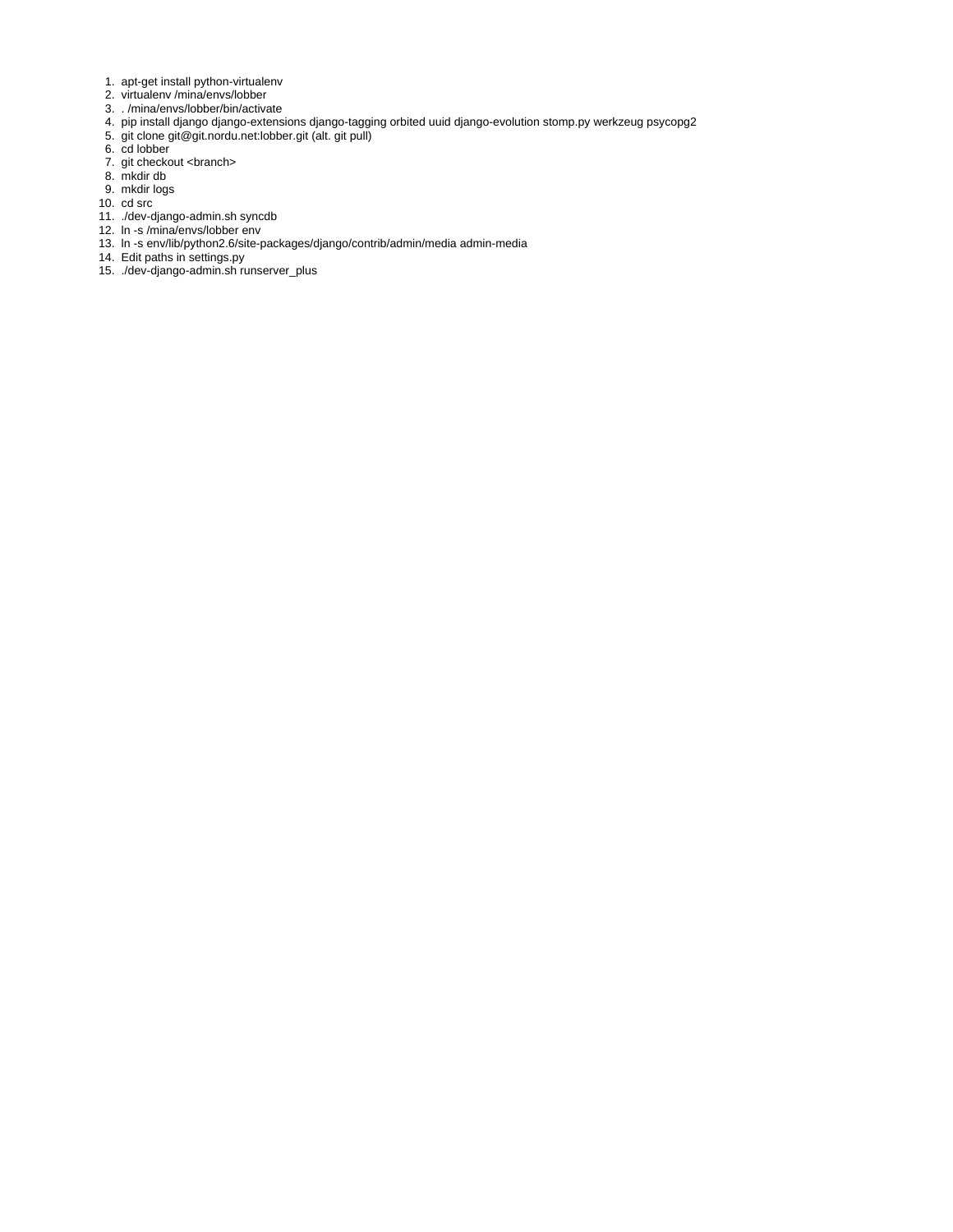1. apt-get install python-virtualenv
2. virtualenv /mina/envs/lobber
3. . /mina/envs/lobber/bin/activate
4. pip install django django-extensions django-tagging orbited uuid django-evolution stomp.py werkzeug psycopg2
5. git clone git@git.nordu.net:lobber.git (alt. git pull)
6. cd lobber
7. git checkout <branch>
8. mkdir db
9. mkdir logs
10. cd src
11. ./dev-django-admin.sh syncdb
12. ln -s /mina/envs/lobber env
13. ln -s env/lib/python2.6/site-packages/django/contrib/admin/media admin-media
14. Edit paths in settings.py
15. ./dev-django-admin.sh runserver_plus